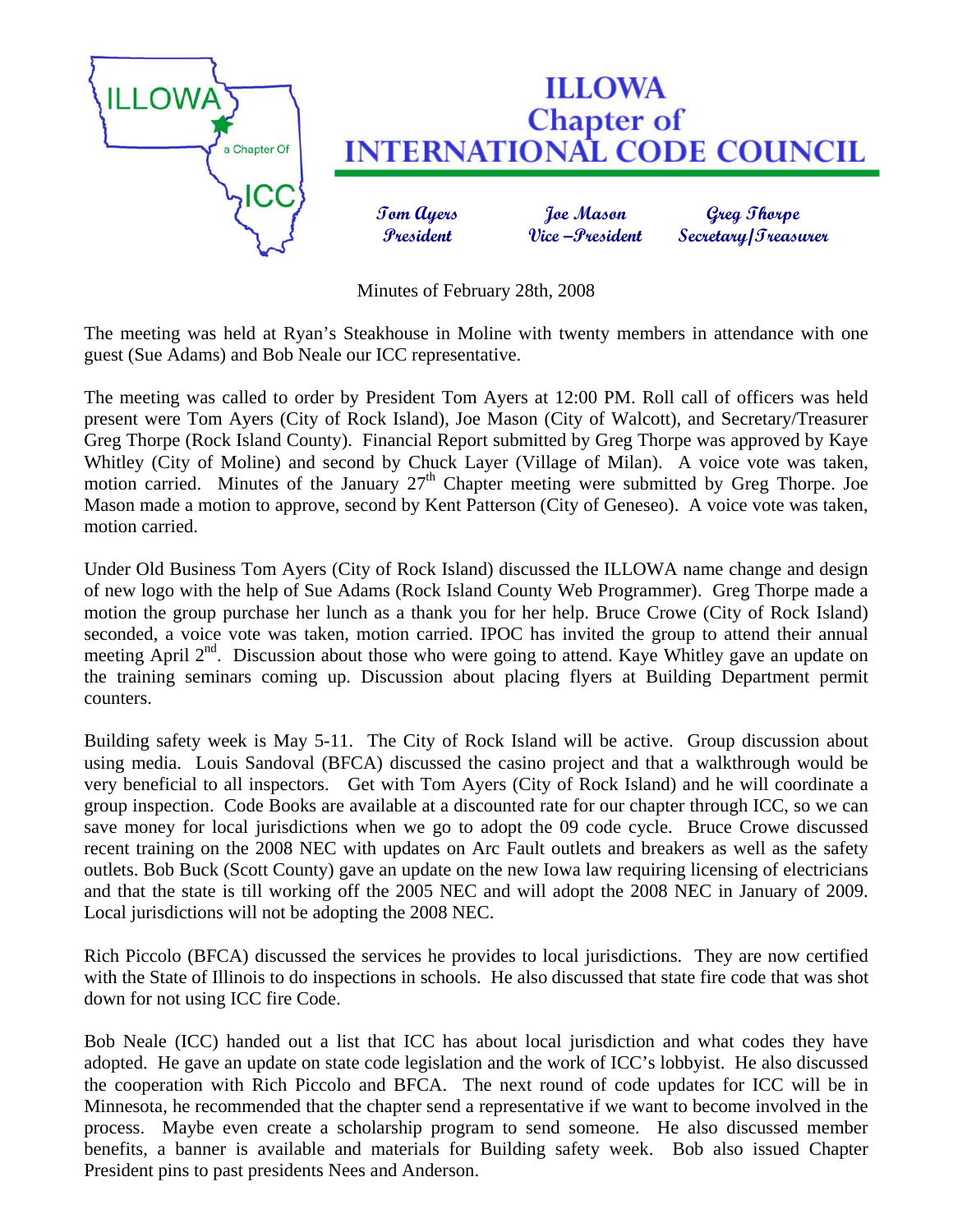# ILLOWA Chapter of INTERNATIONAL CODE COUNCIL

**Tom Ayers** — President
**Joe Mason** — Vice –President
**Greg Thorpe** — Secretary/Treasurer

Minutes of February 28th, 2008

The meeting was held at Ryan's Steakhouse in Moline with twenty members in attendance with one guest (Sue Adams) and Bob Neale our ICC representative.

The meeting was called to order by President Tom Ayers at 12:00 PM. Roll call of officers was held present were Tom Ayers (City of Rock Island), Joe Mason (City of Walcott), and Secretary/Treasurer Greg Thorpe (Rock Island County). Financial Report submitted by Greg Thorpe was approved by Kaye Whitley (City of Moline) and second by Chuck Layer (Village of Milan). A voice vote was taken, motion carried. Minutes of the January 27th Chapter meeting were submitted by Greg Thorpe. Joe Mason made a motion to approve, second by Kent Patterson (City of Geneseo). A voice vote was taken, motion carried.

Under Old Business Tom Ayers (City of Rock Island) discussed the ILLOWA name change and design of new logo with the help of Sue Adams (Rock Island County Web Programmer). Greg Thorpe made a motion the group purchase her lunch as a thank you for her help. Bruce Crowe (City of Rock Island) seconded, a voice vote was taken, motion carried. IPOC has invited the group to attend their annual meeting April 2nd. Discussion about those who were going to attend. Kaye Whitley gave an update on the training seminars coming up. Discussion about placing flyers at Building Department permit counters.

Building safety week is May 5-11. The City of Rock Island will be active. Group discussion about using media. Louis Sandoval (BFCA) discussed the casino project and that a walkthrough would be very beneficial to all inspectors. Get with Tom Ayers (City of Rock Island) and he will coordinate a group inspection. Code Books are available at a discounted rate for our chapter through ICC, so we can save money for local jurisdictions when we go to adopt the 09 code cycle. Bruce Crowe discussed recent training on the 2008 NEC with updates on Arc Fault outlets and breakers as well as the safety outlets. Bob Buck (Scott County) gave an update on the new Iowa law requiring licensing of electricians and that the state is till working off the 2005 NEC and will adopt the 2008 NEC in January of 2009. Local jurisdictions will not be adopting the 2008 NEC.

Rich Piccolo (BFCA) discussed the services he provides to local jurisdictions. They are now certified with the State of Illinois to do inspections in schools. He also discussed that state fire code that was shot down for not using ICC fire Code.

Bob Neale (ICC) handed out a list that ICC has about local jurisdiction and what codes they have adopted. He gave an update on state code legislation and the work of ICC's lobbyist. He also discussed the cooperation with Rich Piccolo and BFCA. The next round of code updates for ICC will be in Minnesota, he recommended that the chapter send a representative if we want to become involved in the process. Maybe even create a scholarship program to send someone. He also discussed member benefits, a banner is available and materials for Building safety week. Bob also issued Chapter President pins to past presidents Nees and Anderson.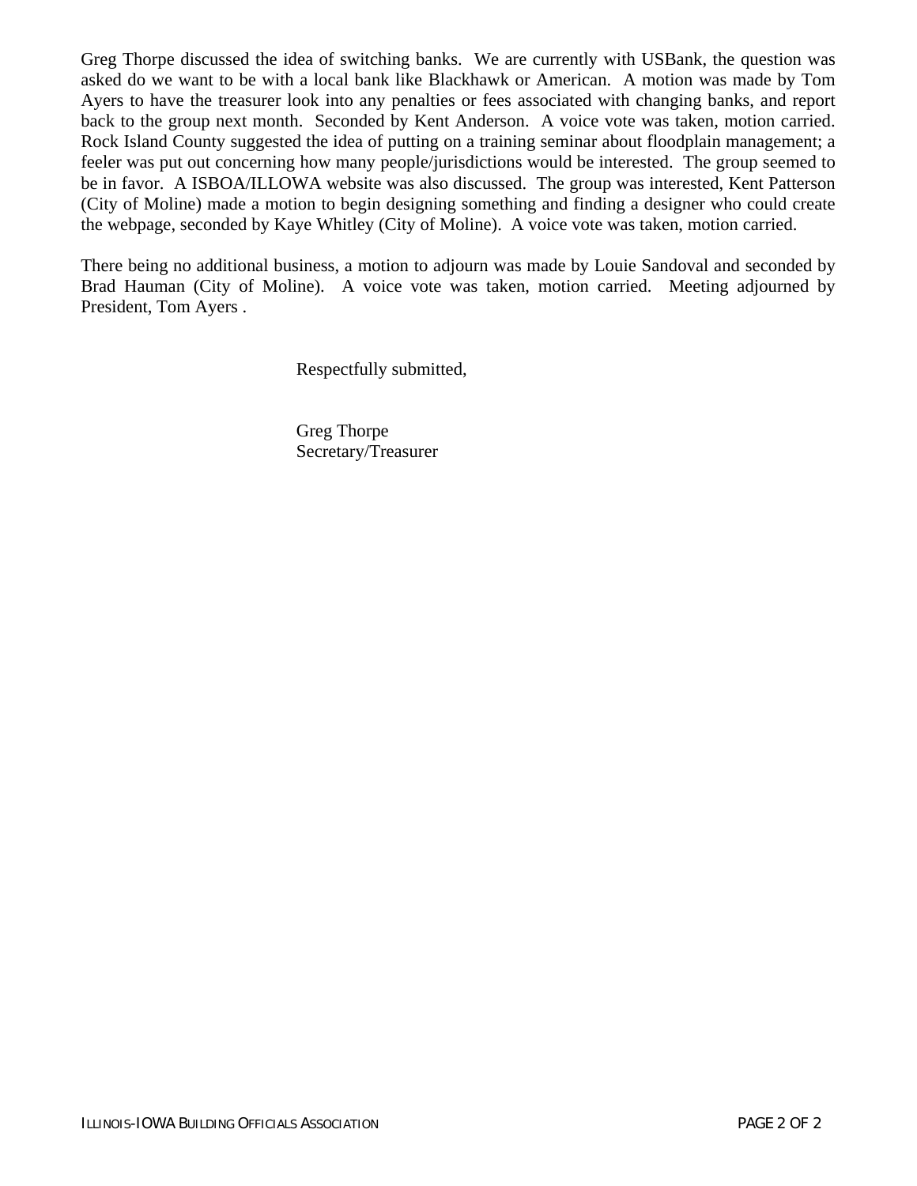Greg Thorpe discussed the idea of switching banks. We are currently with USBank, the question was asked do we want to be with a local bank like Blackhawk or American. A motion was made by Tom Ayers to have the treasurer look into any penalties or fees associated with changing banks, and report back to the group next month. Seconded by Kent Anderson. A voice vote was taken, motion carried. Rock Island County suggested the idea of putting on a training seminar about floodplain management; a feeler was put out concerning how many people/jurisdictions would be interested. The group seemed to be in favor. A ISBOA/ILLOWA website was also discussed. The group was interested, Kent Patterson (City of Moline) made a motion to begin designing something and finding a designer who could create the webpage, seconded by Kaye Whitley (City of Moline). A voice vote was taken, motion carried.

There being no additional business, a motion to adjourn was made by Louie Sandoval and seconded by Brad Hauman (City of Moline). A voice vote was taken, motion carried. Meeting adjourned by President, Tom Ayers .

Respectfully submitted,

Greg Thorpe  
Secretary/Treasurer